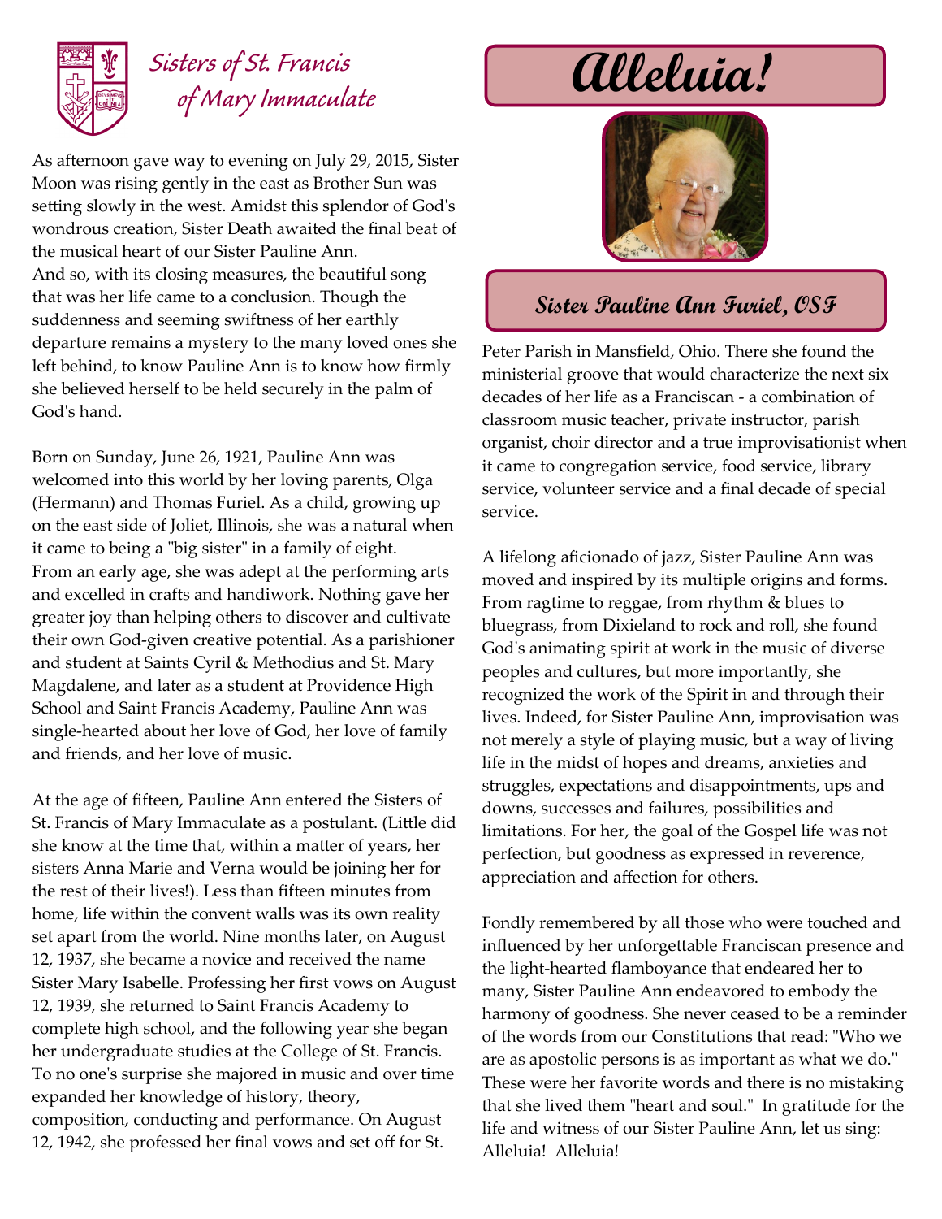*Sisters of St. Francis of Mary Immaculate*

# Alleluia!

## Sister Pauline Ann Furiel, OSF

As afternoon gave way to evening on July 29, 2015, Sister Moon was rising gently in the east as Brother Sun was setting slowly in the west. Amidst this splendor of God's wondrous creation, Sister Death awaited the final beat of the musical heart of our Sister Pauline Ann. And so, with its closing measures, the beautiful song that was her life came to a conclusion. Though the suddenness and seeming swiftness of her earthly departure remains a mystery to the many loved ones she left behind, to know Pauline Ann is to know how firmly she believed herself to be held securely in the palm of God's hand.

Born on Sunday, June 26, 1921, Pauline Ann was welcomed into this world by her loving parents, Olga (Hermann) and Thomas Furiel. As a child, growing up on the east side of Joliet, Illinois, she was a natural when it came to being a "big sister" in a family of eight. From an early age, she was adept at the performing arts and excelled in crafts and handiwork. Nothing gave her greater joy than helping others to discover and cultivate their own God-given creative potential. As a parishioner and student at Saints Cyril & Methodius and St. Mary Magdalene, and later as a student at Providence High School and Saint Francis Academy, Pauline Ann was single-hearted about her love of God, her love of family and friends, and her love of music.

At the age of fifteen, Pauline Ann entered the Sisters of St. Francis of Mary Immaculate as a postulant. (Little did she know at the time that, within a matter of years, her sisters Anna Marie and Verna would be joining her for the rest of their lives!). Less than fifteen minutes from home, life within the convent walls was its own reality set apart from the world. Nine months later, on August 12, 1937, she became a novice and received the name Sister Mary Isabelle. Professing her first vows on August 12, 1939, she returned to Saint Francis Academy to complete high school, and the following year she began her undergraduate studies at the College of St. Francis. To no one's surprise she majored in music and over time expanded her knowledge of history, theory, composition, conducting and performance. On August 12, 1942, she professed her final vows and set off for St. Peter Parish in Mansfield, Ohio. There she found the ministerial groove that would characterize the next six decades of her life as a Franciscan - a combination of classroom music teacher, private instructor, parish organist, choir director and a true improvisationist when it came to congregation service, food service, library service, volunteer service and a final decade of special service.

A lifelong aficionado of jazz, Sister Pauline Ann was moved and inspired by its multiple origins and forms. From ragtime to reggae, from rhythm & blues to bluegrass, from Dixieland to rock and roll, she found God's animating spirit at work in the music of diverse peoples and cultures, but more importantly, she recognized the work of the Spirit in and through their lives. Indeed, for Sister Pauline Ann, improvisation was not merely a style of playing music, but a way of living life in the midst of hopes and dreams, anxieties and struggles, expectations and disappointments, ups and downs, successes and failures, possibilities and limitations. For her, the goal of the Gospel life was not perfection, but goodness as expressed in reverence, appreciation and affection for others.

Fondly remembered by all those who were touched and influenced by her unforgettable Franciscan presence and the light-hearted flamboyance that endeared her to many, Sister Pauline Ann endeavored to embody the harmony of goodness. She never ceased to be a reminder of the words from our Constitutions that read: "Who we are as apostolic persons is as important as what we do." These were her favorite words and there is no mistaking that she lived them "heart and soul." In gratitude for the life and witness of our Sister Pauline Ann, let us sing: Alleluia! Alleluia!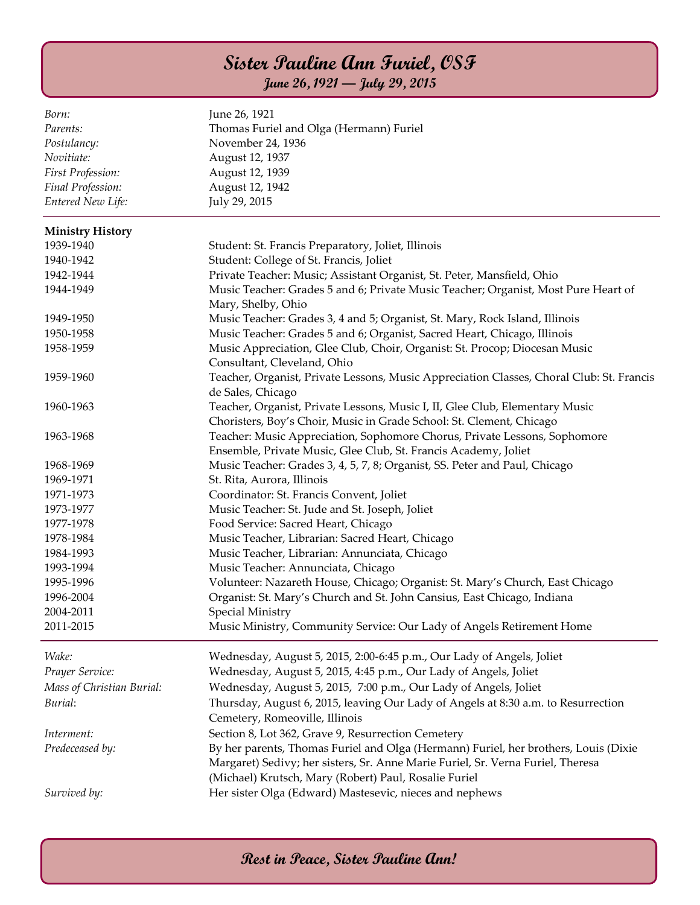# Sister Pauline Ann Furiel, OSF

## June 26, 1921 — July 29, 2015

| | |
|---|---|
| *Born:* | June 26, 1921 |
| *Parents:* | Thomas Furiel and Olga (Hermann) Furiel |
| *Postulancy:* | November 24, 1936 |
| *Novitiate:* | August 12, 1937 |
| *First Profession:* | August 12, 1939 |
| *Final Profession:* | August 12, 1942 |
| *Entered New Life:* | July 29, 2015 |

| **Ministry History** | |
|---|---|
| 1939-1940 | Student: St. Francis Preparatory, Joliet, Illinois |
| 1940-1942 | Student: College of St. Francis, Joliet |
| 1942-1944 | Private Teacher: Music; Assistant Organist, St. Peter, Mansfield, Ohio |
| 1944-1949 | Music Teacher: Grades 5 and 6; Private Music Teacher; Organist, Most Pure Heart of Mary, Shelby, Ohio |
| 1949-1950 | Music Teacher: Grades 3, 4 and 5; Organist, St. Mary, Rock Island, Illinois |
| 1950-1958 | Music Teacher: Grades 5 and 6; Organist, Sacred Heart, Chicago, Illinois |
| 1958-1959 | Music Appreciation, Glee Club, Choir, Organist: St. Procop; Diocesan Music Consultant, Cleveland, Ohio |
| 1959-1960 | Teacher, Organist, Private Lessons, Music Appreciation Classes, Choral Club: St. Francis de Sales, Chicago |
| 1960-1963 | Teacher, Organist, Private Lessons, Music I, II, Glee Club, Elementary Music Choristers, Boy's Choir, Music in Grade School: St. Clement, Chicago |
| 1963-1968 | Teacher: Music Appreciation, Sophomore Chorus, Private Lessons, Sophomore Ensemble, Private Music, Glee Club, St. Francis Academy, Joliet |
| 1968-1969 | Music Teacher: Grades 3, 4, 5, 7, 8; Organist, SS. Peter and Paul, Chicago |
| 1969-1971 | St. Rita, Aurora, Illinois |
| 1971-1973 | Coordinator: St. Francis Convent, Joliet |
| 1973-1977 | Music Teacher: St. Jude and St. Joseph, Joliet |
| 1977-1978 | Food Service: Sacred Heart, Chicago |
| 1978-1984 | Music Teacher, Librarian: Sacred Heart, Chicago |
| 1984-1993 | Music Teacher, Librarian: Annunciata, Chicago |
| 1993-1994 | Music Teacher: Annunciata, Chicago |
| 1995-1996 | Volunteer: Nazareth House, Chicago; Organist: St. Mary's Church, East Chicago |
| 1996-2004 | Organist: St. Mary's Church and St. John Cansius, East Chicago, Indiana |
| 2004-2011 | Special Ministry |
| 2011-2015 | Music Ministry, Community Service: Our Lady of Angels Retirement Home |

| | |
|---|---|
| *Wake:* | Wednesday, August 5, 2015, 2:00-6:45 p.m., Our Lady of Angels, Joliet |
| *Prayer Service:* | Wednesday, August 5, 2015, 4:45 p.m., Our Lady of Angels, Joliet |
| *Mass of Christian Burial:* | Wednesday, August 5, 2015, 7:00 p.m., Our Lady of Angels, Joliet |
| *Burial:* | Thursday, August 6, 2015, leaving Our Lady of Angels at 8:30 a.m. to Resurrection Cemetery, Romeoville, Illinois |
| *Interment:* | Section 8, Lot 362, Grave 9, Resurrection Cemetery |
| *Predeceased by:* | By her parents, Thomas Furiel and Olga (Hermann) Furiel, her brothers, Louis (Dixie Margaret) Sedivy; her sisters, Sr. Anne Marie Furiel, Sr. Verna Furiel, Theresa (Michael) Krutsch, Mary (Robert) Paul, Rosalie Furiel |
| *Survived by:* | Her sister Olga (Edward) Mastesevic, nieces and nephews |

**Rest in Peace, Sister Pauline Ann!**